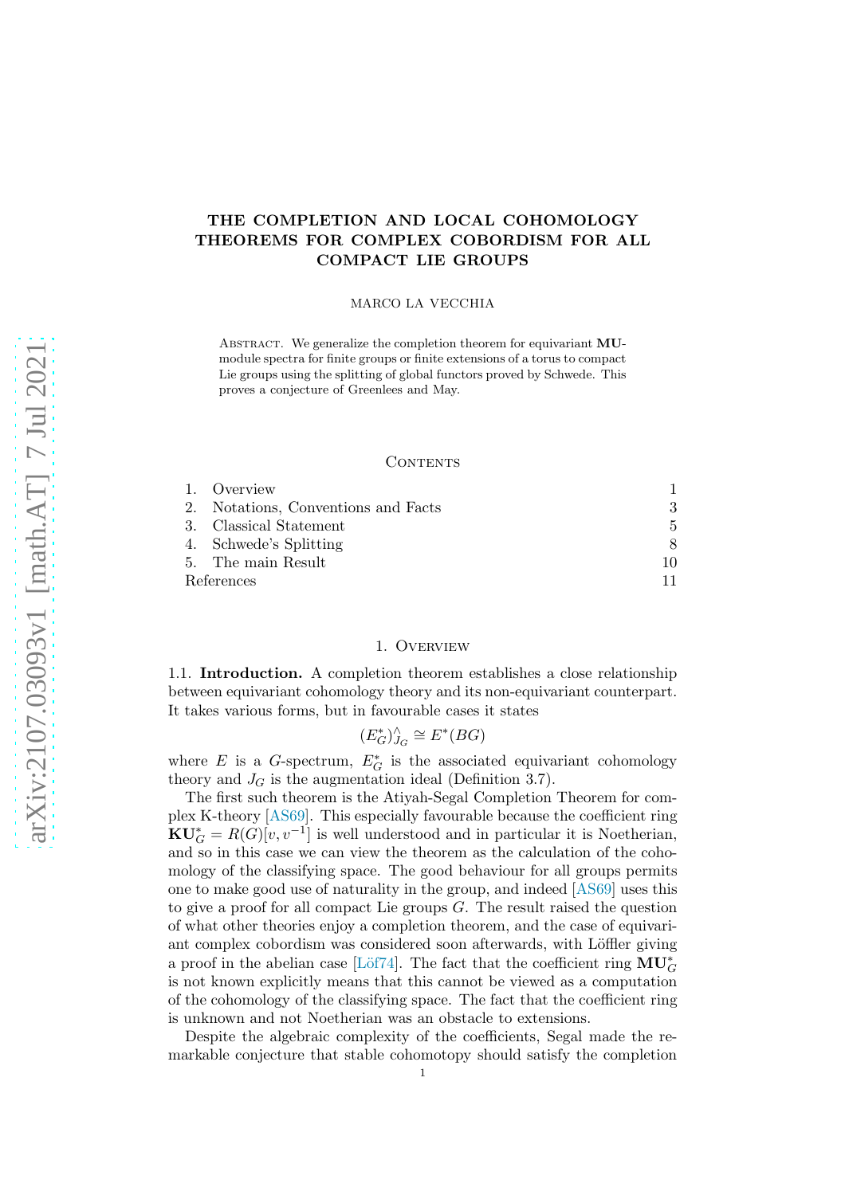# THE COMPLETION AND LOCAL COHOMOLOGY THEOREMS FOR COMPLEX COBORDISM FOR ALL COMPACT LIE GROUPS

MARCO LA VECCHIA

Abstract. We generalize the completion theorem for equivariant $\mathbf{MU}$-module spectra for finite groups or finite extensions of a torus to compact Lie groups using the splitting of global functors proved by Schwede. This proves a conjecture of Greenlees and May.

## Contents

1. Overview — 1
2. Notations, Conventions and Facts — 3
3. Classical Statement — 5
4. Schwede's Splitting — 8
5. The main Result — 10

References — 11

## 1. Overview

1.1. **Introduction.** A completion theorem establishes a close relationship between equivariant cohomology theory and its non-equivariant counterpart. It takes various forms, but in favourable cases it states

$$(E_G^*)^\wedge_{J_G} \cong E^*(BG)$$

where $E$ is a $G$-spectrum, $E_G^*$ is the associated equivariant cohomology theory and $J_G$ is the augmentation ideal (Definition 3.7).

The first such theorem is the Atiyah-Segal Completion Theorem for complex K-theory [AS69]. This especially favourable because the coefficient ring $\mathbf{KU}_G^* = R(G)[v, v^{-1}]$ is well understood and in particular it is Noetherian, and so in this case we can view the theorem as the calculation of the cohomology of the classifying space. The good behaviour for all groups permits one to make good use of naturality in the group, and indeed [AS69] uses this to give a proof for all compact Lie groups $G$. The result raised the question of what other theories enjoy a completion theorem, and the case of equivariant complex cobordism was considered soon afterwards, with Löffler giving a proof in the abelian case [Löf74]. The fact that the coefficient ring $\mathbf{MU}_G^*$ is not known explicitly means that this cannot be viewed as a computation of the cohomology of the classifying space. The fact that the coefficient ring is unknown and not Noetherian was an obstacle to extensions.

Despite the algebraic complexity of the coefficients, Segal made the remarkable conjecture that stable cohomotopy should satisfy the completion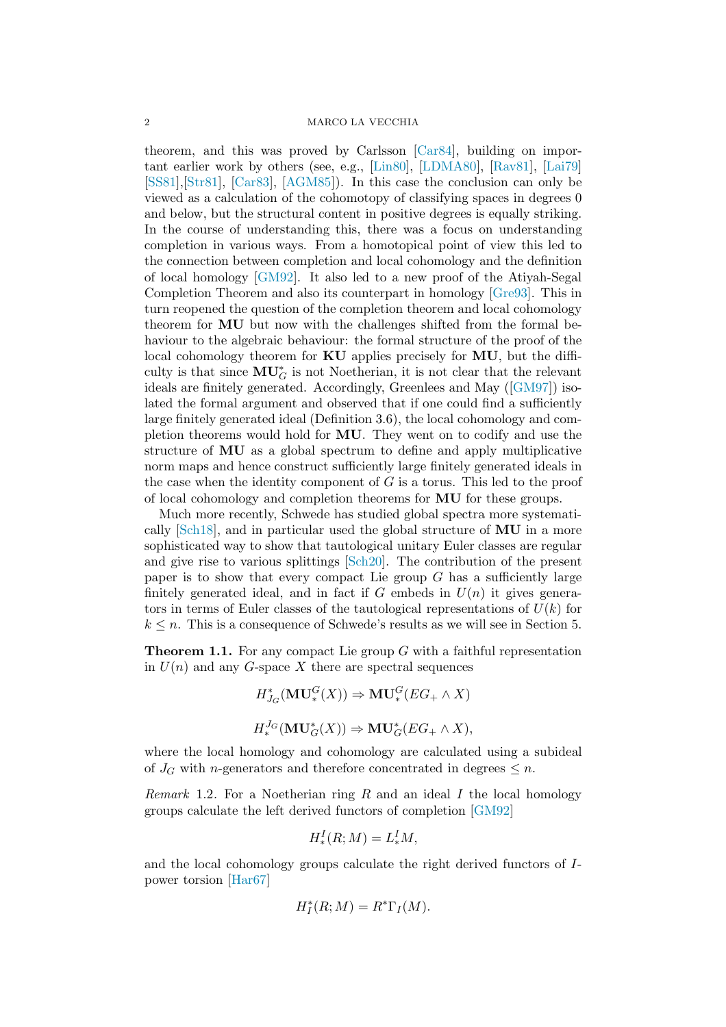theorem, and this was proved by Carlsson [Car84], building on important earlier work by others (see, e.g., [Lin80], [LDMA80], [Rav81], [Lai79] [SS81],[Str81], [Car83], [AGM85]). In this case the conclusion can only be viewed as a calculation of the cohomotopy of classifying spaces in degrees 0 and below, but the structural content in positive degrees is equally striking. In the course of understanding this, there was a focus on understanding completion in various ways. From a homotopical point of view this led to the connection between completion and local cohomology and the definition of local homology [GM92]. It also led to a new proof of the Atiyah-Segal Completion Theorem and also its counterpart in homology [Gre93]. This in turn reopened the question of the completion theorem and local cohomology theorem for **MU** but now with the challenges shifted from the formal behaviour to the algebraic behaviour: the formal structure of the proof of the local cohomology theorem for **KU** applies precisely for **MU**, but the difficulty is that since $\mathbf{MU}_G^*$ is not Noetherian, it is not clear that the relevant ideals are finitely generated. Accordingly, Greenlees and May ([GM97]) isolated the formal argument and observed that if one could find a sufficiently large finitely generated ideal (Definition 3.6), the local cohomology and completion theorems would hold for **MU**. They went on to codify and use the structure of **MU** as a global spectrum to define and apply multiplicative norm maps and hence construct sufficiently large finitely generated ideals in the case when the identity component of $G$ is a torus. This led to the proof of local cohomology and completion theorems for **MU** for these groups.

Much more recently, Schwede has studied global spectra more systematically [Sch18], and in particular used the global structure of **MU** in a more sophisticated way to show that tautological unitary Euler classes are regular and give rise to various splittings [Sch20]. The contribution of the present paper is to show that every compact Lie group $G$ has a sufficiently large finitely generated ideal, and in fact if $G$ embeds in $U(n)$ it gives generators in terms of Euler classes of the tautological representations of $U(k)$ for $k \leq n$. This is a consequence of Schwede's results as we will see in Section 5.

**Theorem 1.1.** For any compact Lie group $G$ with a faithful representation in $U(n)$ and any $G$-space $X$ there are spectral sequences

$$H^*_{J_G}(\mathbf{MU}^G_*(X)) \Rightarrow \mathbf{MU}^G_*(EG_+ \wedge X)$$

$$H_*^{J_G}(\mathbf{MU}^*_G(X)) \Rightarrow \mathbf{MU}^*_G(EG_+ \wedge X),$$

where the local homology and cohomology are calculated using a subideal of $J_G$ with $n$-generators and therefore concentrated in degrees $\leq n$.

*Remark* 1.2. For a Noetherian ring $R$ and an ideal $I$ the local homology groups calculate the left derived functors of completion [GM92]

$$H^I_*(R; M) = L^I_* M,$$

and the local cohomology groups calculate the right derived functors of $I$-power torsion [Har67]

$$H^*_I(R; M) = R^*\Gamma_I(M).$$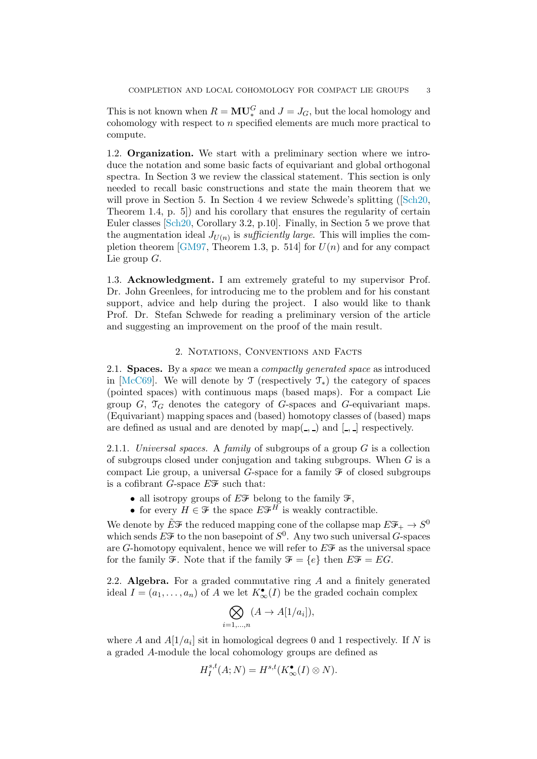This is not known when $R = \mathbf{MU}^G_*$ and $J = J_G$, but the local homology and cohomology with respect to $n$ specified elements are much more practical to compute.

### 1.2. Organization.

We start with a preliminary section where we introduce the notation and some basic facts of equivariant and global orthogonal spectra. In Section 3 we review the classical statement. This section is only needed to recall basic constructions and state the main theorem that we will prove in Section 5. In Section 4 we review Schwede's splitting ([Sch20, Theorem 1.4, p. 5]) and his corollary that ensures the regularity of certain Euler classes [Sch20, Corollary 3.2, p.10]. Finally, in Section 5 we prove that the augmentation ideal $J_{U(n)}$ is *sufficiently large*. This will implies the completion theorem [GM97, Theorem 1.3, p. 514] for $U(n)$ and for any compact Lie group $G$.

### 1.3. Acknowledgment.

I am extremely grateful to my supervisor Prof. Dr. John Greenlees, for introducing me to the problem and for his constant support, advice and help during the project. I also would like to thank Prof. Dr. Stefan Schwede for reading a preliminary version of the article and suggesting an improvement on the proof of the main result.

## 2. Notations, Conventions and Facts

### 2.1. Spaces.

By a *space* we mean a *compactly generated space* as introduced in [McC69]. We will denote by $\mathcal{T}$ (respectively $\mathcal{T}_*$) the category of spaces (pointed spaces) with continuous maps (based maps). For a compact Lie group $G$, $\mathcal{T}_G$ denotes the category of $G$-spaces and $G$-equivariant maps. (Equivariant) mapping spaces and (based) homotopy classes of (based) maps are defined as usual and are denoted by $\mathrm{map}(\_,\_)$ and $[\_,\_]$ respectively.

2.1.1. *Universal spaces.* A *family* of subgroups of a group $G$ is a collection of subgroups closed under conjugation and taking subgroups. When $G$ is a compact Lie group, a universal $G$-space for a family $\mathcal{F}$ of closed subgroups is a cofibrant $G$-space $E\mathcal{F}$ such that:

- all isotropy groups of $E\mathcal{F}$ belong to the family $\mathcal{F}$,
- for every $H \in \mathcal{F}$ the space $E\mathcal{F}^H$ is weakly contractible.

We denote by $\tilde{E}\mathcal{F}$ the reduced mapping cone of the collapse map $E\mathcal{F}_+ \to S^0$ which sends $E\mathcal{F}$ to the non basepoint of $S^0$. Any two such universal $G$-spaces are $G$-homotopy equivalent, hence we will refer to $E\mathcal{F}$ as the universal space for the family $\mathcal{F}$. Note that if the family $\mathcal{F} = \{e\}$ then $E\mathcal{F} = EG$.

### 2.2. Algebra.

For a graded commutative ring $A$ and a finitely generated ideal $I = (a_1, \dots, a_n)$ of $A$ we let $K^\bullet_\infty(I)$ be the graded cochain complex

$$\bigotimes_{i=1,\dots,n} (A \to A[1/a_i]),$$

where $A$ and $A[1/a_i]$ sit in homological degrees 0 and 1 respectively. If $N$ is a graded $A$-module the local cohomology groups are defined as

$$H^{s,t}_I(A; N) = H^{s,t}(K^\bullet_\infty(I) \otimes N).$$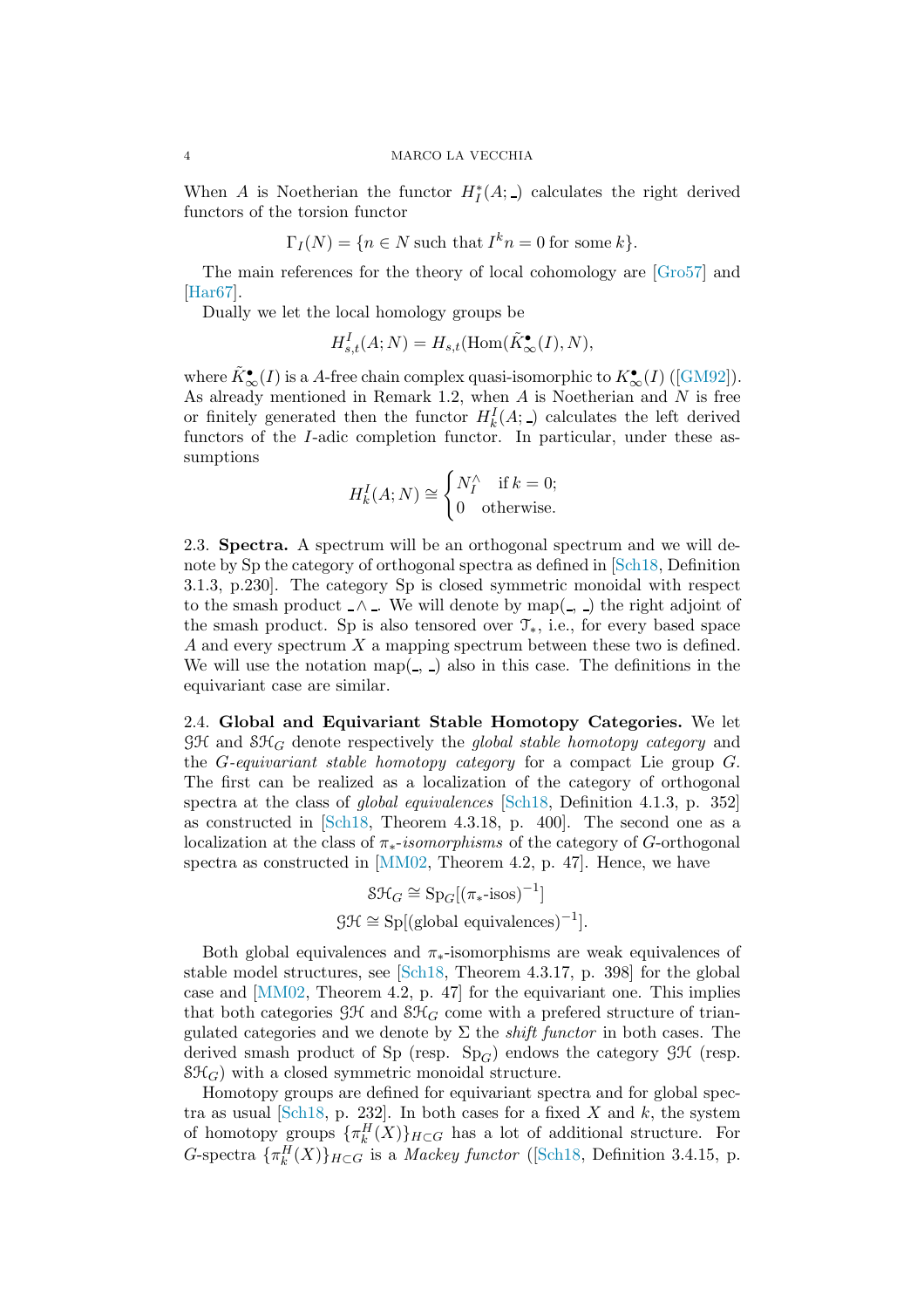When $A$ is Noetherian the functor $H^*_I(A; \_)$ calculates the right derived functors of the torsion functor

$$\Gamma_I(N) = \{n \in N \text{ such that } I^k n = 0 \text{ for some } k\}.$$

The main references for the theory of local cohomology are [Gro57] and [Har67].

Dually we let the local homology groups be

$$H^I_{s,t}(A; N) = H_{s,t}(\mathrm{Hom}(\tilde{K}^\bullet_\infty(I), N),$$

where $\tilde{K}^\bullet_\infty(I)$ is a $A$-free chain complex quasi-isomorphic to $K^\bullet_\infty(I)$ ([GM92]). As already mentioned in Remark 1.2, when $A$ is Noetherian and $N$ is free or finitely generated then the functor $H^I_k(A; \_)$ calculates the left derived functors of the $I$-adic completion functor. In particular, under these assumptions

$$H^I_k(A; N) \cong \begin{cases} N^\wedge_I & \text{if } k = 0; \\ 0 & \text{otherwise.} \end{cases}$$

**2.3. Spectra.** A spectrum will be an orthogonal spectrum and we will denote by Sp the category of orthogonal spectra as defined in [Sch18, Definition 3.1.3, p.230]. The category Sp is closed symmetric monoidal with respect to the smash product $\_ \wedge \_$. We will denote by $\mathrm{map}(\_, \_)$ the right adjoint of the smash product. Sp is also tensored over $\mathcal{T}_*$, i.e., for every based space $A$ and every spectrum $X$ a mapping spectrum between these two is defined. We will use the notation $\mathrm{map}(\_, \_)$ also in this case. The definitions in the equivariant case are similar.

**2.4. Global and Equivariant Stable Homotopy Categories.** We let $\mathcal{GH}$ and $\mathcal{SH}_G$ denote respectively the *global stable homotopy category* and the *$G$-equivariant stable homotopy category* for a compact Lie group $G$. The first can be realized as a localization of the category of orthogonal spectra at the class of *global equivalences* [Sch18, Definition 4.1.3, p. 352] as constructed in [Sch18, Theorem 4.3.18, p. 400]. The second one as a localization at the class of *$\pi_*$-isomorphisms* of the category of $G$-orthogonal spectra as constructed in [MM02, Theorem 4.2, p. 47]. Hence, we have

$$\mathcal{SH}_G \cong \mathrm{Sp}_G[(\pi_*\text{-isos})^{-1}]$$
$$\mathcal{GH} \cong \mathrm{Sp}[(\text{global equivalences})^{-1}].$$

Both global equivalences and $\pi_*$-isomorphisms are weak equivalences of stable model structures, see [Sch18, Theorem 4.3.17, p. 398] for the global case and [MM02, Theorem 4.2, p. 47] for the equivariant one. This implies that both categories $\mathcal{GH}$ and $\mathcal{SH}_G$ come with a prefered structure of triangulated categories and we denote by $\Sigma$ the *shift functor* in both cases. The derived smash product of Sp (resp. $\mathrm{Sp}_G$) endows the category $\mathcal{GH}$ (resp. $\mathcal{SH}_G$) with a closed symmetric monoidal structure.

Homotopy groups are defined for equivariant spectra and for global spectra as usual [Sch18, p. 232]. In both cases for a fixed $X$ and $k$, the system of homotopy groups $\{\pi^H_k(X)\}_{H \subset G}$ has a lot of additional structure. For $G$-spectra $\{\pi^H_k(X)\}_{H \subset G}$ is a *Mackey functor* ([Sch18, Definition 3.4.15, p.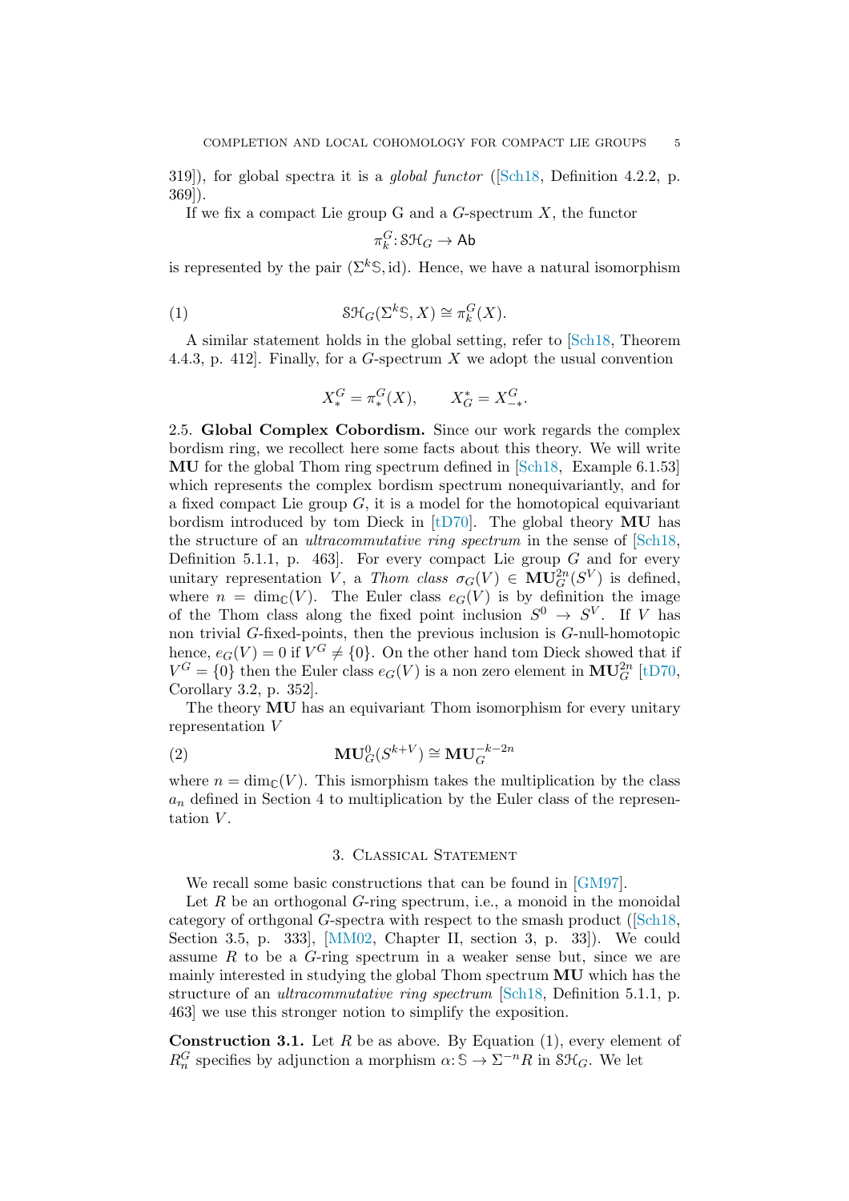319]), for global spectra it is a *global functor* ([Sch18, Definition 4.2.2, p. 369]).

If we fix a compact Lie group G and a $G$-spectrum $X$, the functor

$$\pi_k^G \colon \mathcal{SH}_G \to \mathsf{Ab}$$

is represented by the pair $(\Sigma^k \mathbb{S}, \mathrm{id})$. Hence, we have a natural isomorphism

$$\mathcal{SH}_G(\Sigma^k \mathbb{S}, X) \cong \pi_k^G(X). \tag{1}$$

A similar statement holds in the global setting, refer to [Sch18, Theorem 4.4.3, p. 412]. Finally, for a $G$-spectrum $X$ we adopt the usual convention

$$X_*^G = \pi_*^G(X), \qquad X_G^* = X_{-*}^G.$$

2.5. **Global Complex Cobordism.** Since our work regards the complex bordism ring, we recollect here some facts about this theory. We will write $\mathbf{MU}$ for the global Thom ring spectrum defined in [Sch18, Example 6.1.53] which represents the complex bordism spectrum nonequivariantly, and for a fixed compact Lie group $G$, it is a model for the homotopical equivariant bordism introduced by tom Dieck in [tD70]. The global theory $\mathbf{MU}$ has the structure of an *ultracommutative ring spectrum* in the sense of [Sch18, Definition 5.1.1, p. 463]. For every compact Lie group $G$ and for every unitary representation $V$, a *Thom class* $\sigma_G(V) \in \mathbf{MU}_G^{2n}(S^V)$ is defined, where $n = \dim_{\mathbb{C}}(V)$. The Euler class $e_G(V)$ is by definition the image of the Thom class along the fixed point inclusion $S^0 \to S^V$. If $V$ has non trivial $G$-fixed-points, then the previous inclusion is $G$-null-homotopic hence, $e_G(V) = 0$ if $V^G \neq \{0\}$. On the other hand tom Dieck showed that if $V^G = \{0\}$ then the Euler class $e_G(V)$ is a non zero element in $\mathbf{MU}_G^{2n}$ [tD70, Corollary 3.2, p. 352].

The theory $\mathbf{MU}$ has an equivariant Thom isomorphism for every unitary representation $V$

$$\mathbf{MU}_G^0(S^{k+V}) \cong \mathbf{MU}_G^{-k-2n} \tag{2}$$

where $n = \dim_{\mathbb{C}}(V)$. This ismorphism takes the multiplication by the class $a_n$ defined in Section 4 to multiplication by the Euler class of the representation $V$.

## 3. Classical Statement

We recall some basic constructions that can be found in [GM97].

Let $R$ be an orthogonal $G$-ring spectrum, i.e., a monoid in the monoidal category of orthgonal $G$-spectra with respect to the smash product ([Sch18, Section 3.5, p. 333], [MM02, Chapter II, section 3, p. 33]). We could assume $R$ to be a $G$-ring spectrum in a weaker sense but, since we are mainly interested in studying the global Thom spectrum $\mathbf{MU}$ which has the structure of an *ultracommutative ring spectrum* [Sch18, Definition 5.1.1, p. 463] we use this stronger notion to simplify the exposition.

**Construction 3.1.** Let $R$ be as above. By Equation (1), every element of $R_n^G$ specifies by adjunction a morphism $\alpha \colon \mathbb{S} \to \Sigma^{-n} R$ in $\mathcal{SH}_G$. We let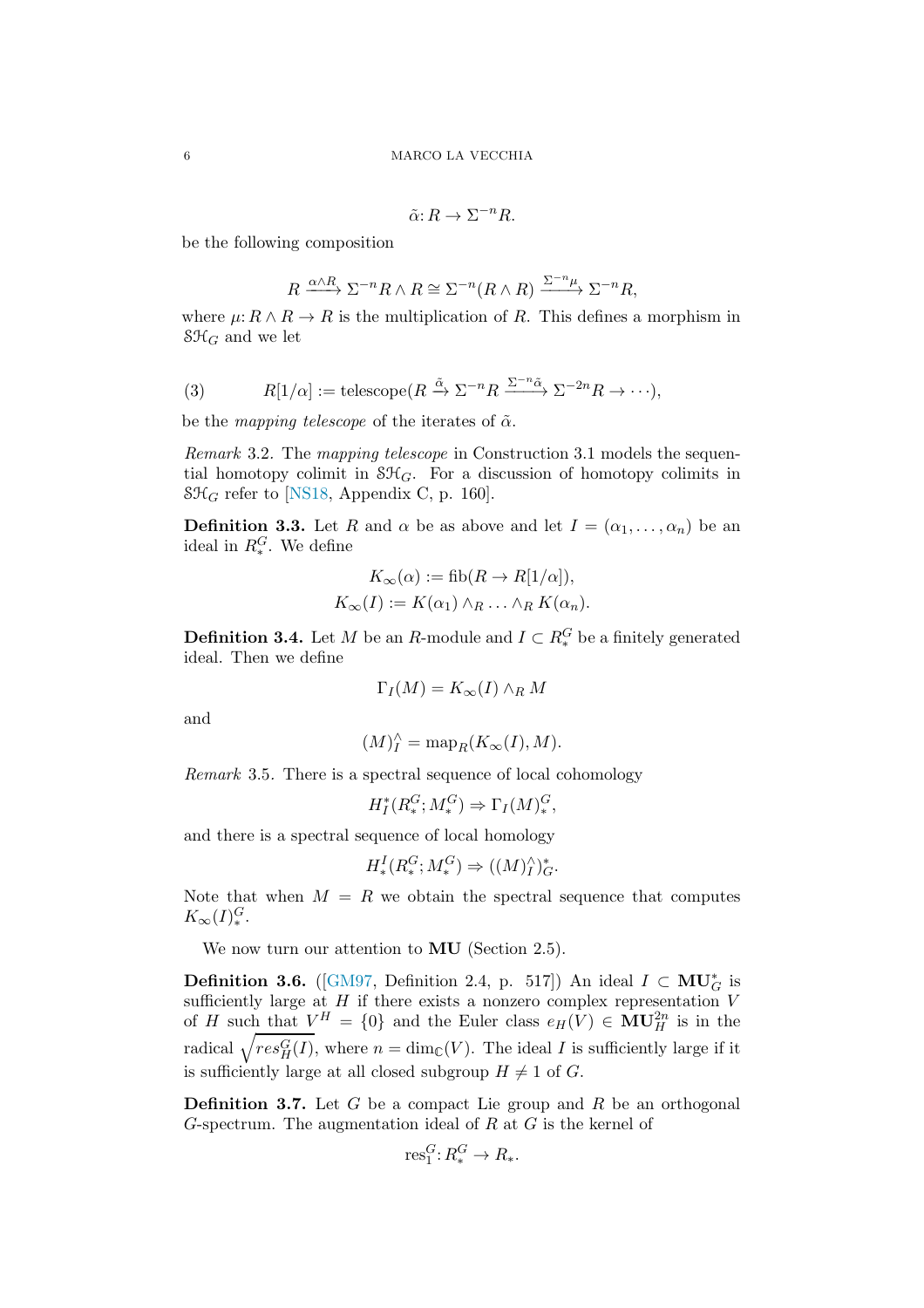$$\tilde{\alpha}\colon R \to \Sigma^{-n} R.$$

be the following composition

$$R \xrightarrow{\alpha \wedge R} \Sigma^{-n} R \wedge R \cong \Sigma^{-n}(R \wedge R) \xrightarrow{\Sigma^{-n}\mu} \Sigma^{-n} R,$$

where $\mu\colon R \wedge R \to R$ is the multiplication of $R$. This defines a morphism in $\mathcal{SH}_G$ and we let

$$R[1/\alpha] := \text{telescope}(R \xrightarrow{\tilde{\alpha}} \Sigma^{-n} R \xrightarrow{\Sigma^{-n}\tilde{\alpha}} \Sigma^{-2n} R \to \cdots), \tag{3}$$

be the *mapping telescope* of the iterates of $\tilde{\alpha}$.

*Remark* 3.2. The *mapping telescope* in Construction 3.1 models the sequential homotopy colimit in $\mathcal{SH}_G$. For a discussion of homotopy colimits in $\mathcal{SH}_G$ refer to [NS18, Appendix C, p. 160].

**Definition 3.3.** Let $R$ and $\alpha$ be as above and let $I = (\alpha_1, \ldots, \alpha_n)$ be an ideal in $R_*^G$. We define

$$K_\infty(\alpha) := \text{fib}(R \to R[1/\alpha]),$$
$$K_\infty(I) := K(\alpha_1) \wedge_R \ldots \wedge_R K(\alpha_n).$$

**Definition 3.4.** Let $M$ be an $R$-module and $I \subset R_*^G$ be a finitely generated ideal. Then we define

$$\Gamma_I(M) = K_\infty(I) \wedge_R M$$

and

$$(M)_I^\wedge = \text{map}_R(K_\infty(I), M).$$

*Remark* 3.5. There is a spectral sequence of local cohomology

$$H_I^*(R_*^G; M_*^G) \Rightarrow \Gamma_I(M)_*^G,$$

and there is a spectral sequence of local homology

$$H_*^I(R_*^G; M_*^G) \Rightarrow ((M)_I^\wedge)_G^*.$$

Note that when $M = R$ we obtain the spectral sequence that computes $K_\infty(I)_*^G$.

We now turn our attention to $\mathbf{MU}$ (Section 2.5).

**Definition 3.6.** ([GM97, Definition 2.4, p. 517]) An ideal $I \subset \mathbf{MU}_G^*$ is sufficiently large at $H$ if there exists a nonzero complex representation $V$ of $H$ such that $V^H = \{0\}$ and the Euler class $e_H(V) \in \mathbf{MU}_H^{2n}$ is in the radical $\sqrt{res_H^G(I)}$, where $n = \dim_{\mathbb{C}}(V)$. The ideal $I$ is sufficiently large if it is sufficiently large at all closed subgroup $H \neq 1$ of $G$.

**Definition 3.7.** Let $G$ be a compact Lie group and $R$ be an orthogonal $G$-spectrum. The augmentation ideal of $R$ at $G$ is the kernel of

$$\text{res}_1^G\colon R_*^G \to R_*.$$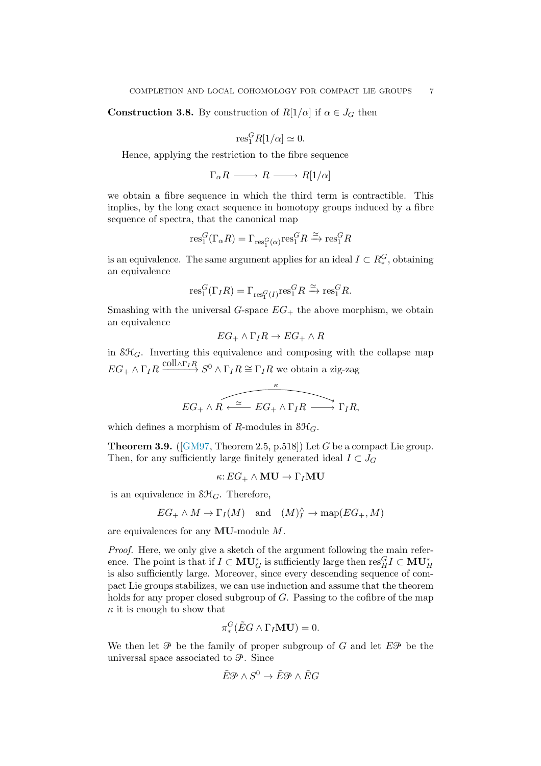**Construction 3.8.** By construction of $R[1/\alpha]$ if $\alpha \in J_G$ then

$$\mathrm{res}^G_1 R[1/\alpha] \simeq 0.$$

Hence, applying the restriction to the fibre sequence

$$\Gamma_\alpha R \longrightarrow R \longrightarrow R[1/\alpha]$$

we obtain a fibre sequence in which the third term is contractible. This implies, by the long exact sequence in homotopy groups induced by a fibre sequence of spectra, that the canonical map

$$\mathrm{res}^G_1(\Gamma_\alpha R) = \Gamma_{\mathrm{res}^G_1(\alpha)} \mathrm{res}^G_1 R \xrightarrow{\simeq} \mathrm{res}^G_1 R$$

is an equivalence. The same argument applies for an ideal $I \subset R^G_*$, obtaining an equivalence

$$\mathrm{res}^G_1(\Gamma_I R) = \Gamma_{\mathrm{res}^G_1(I)} \mathrm{res}^G_1 R \xrightarrow{\simeq} \mathrm{res}^G_1 R.$$

Smashing with the universal $G$-space $EG_+$ the above morphism, we obtain an equivalence

$$EG_+ \wedge \Gamma_I R \to EG_+ \wedge R$$

in $\mathcal{SH}_G$. Inverting this equivalence and composing with the collapse map $EG_+ \wedge \Gamma_I R \xrightarrow{\mathrm{coll} \wedge \Gamma_I R} S^0 \wedge \Gamma_I R \cong \Gamma_I R$ we obtain a zig-zag

$$EG_+ \wedge R \xleftarrow{\simeq} EG_+ \wedge \Gamma_I R \longrightarrow \Gamma_I R,$$

(with the composite denoted $\kappa \colon EG_+ \wedge R \to \Gamma_I R$) which defines a morphism of $R$-modules in $\mathcal{SH}_G$.

**Theorem 3.9.** ([GM97, Theorem 2.5, p.518]) Let $G$ be a compact Lie group. Then, for any sufficiently large finitely generated ideal $I \subset J_G$

$$\kappa \colon EG_+ \wedge \mathbf{MU} \to \Gamma_I \mathbf{MU}$$

is an equivalence in $\mathcal{SH}_G$. Therefore,

$$EG_+ \wedge M \to \Gamma_I(M) \quad \text{and} \quad (M)^\wedge_I \to \mathrm{map}(EG_+, M)$$

are equivalences for any $\mathbf{MU}$-module $M$.

*Proof.* Here, we only give a sketch of the argument following the main reference. The point is that if $I \subset \mathbf{MU}^*_G$ is sufficiently large then $\mathrm{res}^G_H I \subset \mathbf{MU}^*_H$ is also sufficiently large. Moreover, since every descending sequence of compact Lie groups stabilizes, we can use induction and assume that the theorem holds for any proper closed subgroup of $G$. Passing to the cofibre of the map $\kappa$ it is enough to show that

$$\pi^G_*(\tilde{E}G \wedge \Gamma_I \mathbf{MU}) = 0.$$

We then let $\mathscr{P}$ be the family of proper subgroup of $G$ and let $E\mathscr{P}$ be the universal space associated to $\mathscr{P}$. Since

$$\tilde{E}\mathscr{P} \wedge S^0 \to \tilde{E}\mathscr{P} \wedge \tilde{E}G$$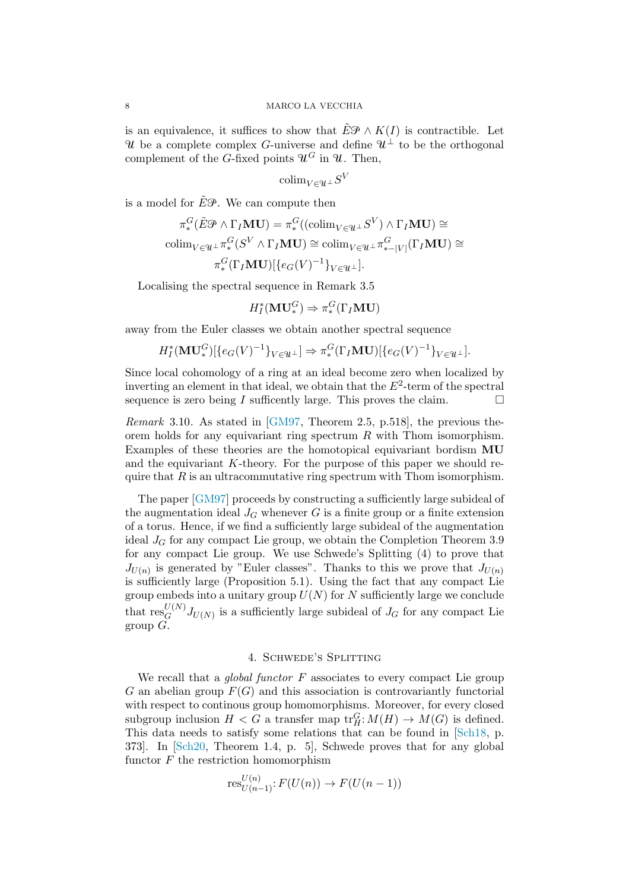is an equivalence, it suffices to show that $\tilde{E}\mathcal{P} \wedge K(I)$ is contractible. Let $\mathcal{U}$ be a complete complex $G$-universe and define $\mathcal{U}^\perp$ to be the orthogonal complement of the $G$-fixed points $\mathcal{U}^G$ in $\mathcal{U}$. Then,

$$\mathrm{colim}_{V \in \mathcal{U}^\perp} S^V$$

is a model for $\tilde{E}\mathcal{P}$. We can compute then

$$\pi_*^G(\tilde{E}\mathcal{P} \wedge \Gamma_I \mathbf{MU}) = \pi_*^G((\mathrm{colim}_{V \in \mathcal{U}^\perp} S^V) \wedge \Gamma_I \mathbf{MU}) \cong$$
$$\mathrm{colim}_{V \in \mathcal{U}^\perp} \pi_*^G(S^V \wedge \Gamma_I \mathbf{MU}) \cong \mathrm{colim}_{V \in \mathcal{U}^\perp} \pi_{*-|V|}^G(\Gamma_I \mathbf{MU}) \cong$$
$$\pi_*^G(\Gamma_I \mathbf{MU})[\{e_G(V)^{-1}\}_{V \in \mathcal{U}^\perp}].$$

Localising the spectral sequence in Remark 3.5

$$H_I^*(\mathbf{MU}_*^G) \Rightarrow \pi_*^G(\Gamma_I \mathbf{MU})$$

away from the Euler classes we obtain another spectral sequence

$$H_I^*(\mathbf{MU}_*^G)[\{e_G(V)^{-1}\}_{V \in \mathcal{U}^\perp}] \Rightarrow \pi_*^G(\Gamma_I \mathbf{MU})[\{e_G(V)^{-1}\}_{V \in \mathcal{U}^\perp}].$$

Since local cohomology of a ring at an ideal become zero when localized by inverting an element in that ideal, we obtain that the $E^2$-term of the spectral sequence is zero being $I$ sufficently large. This proves the claim. $\square$

*Remark* 3.10. As stated in [GM97, Theorem 2.5, p.518], the previous theorem holds for any equivariant ring spectrum $R$ with Thom isomorphism. Examples of these theories are the homotopical equivariant bordism $\mathbf{MU}$ and the equivariant $K$-theory. For the purpose of this paper we should require that $R$ is an ultracommutative ring spectrum with Thom isomorphism.

The paper [GM97] proceeds by constructing a sufficiently large subideal of the augmentation ideal $J_G$ whenever $G$ is a finite group or a finite extension of a torus. Hence, if we find a sufficiently large subideal of the augmentation ideal $J_G$ for any compact Lie group, we obtain the Completion Theorem 3.9 for any compact Lie group. We use Schwede's Splitting (4) to prove that $J_{U(n)}$ is generated by "Euler classes". Thanks to this we prove that $J_{U(n)}$ is sufficiently large (Proposition 5.1). Using the fact that any compact Lie group embeds into a unitary group $U(N)$ for $N$ sufficiently large we conclude that $\mathrm{res}_G^{U(N)} J_{U(N)}$ is a sufficiently large subideal of $J_G$ for any compact Lie group $G$.

## 4. Schwede's Splitting

We recall that a *global functor* $F$ associates to every compact Lie group $G$ an abelian group $F(G)$ and this association is controvariantly functorial with respect to continous group homomorphisms. Moreover, for every closed subgroup inclusion $H < G$ a transfer map $\mathrm{tr}_H^G \colon M(H) \to M(G)$ is defined. This data needs to satisfy some relations that can be found in [Sch18, p. 373]. In [Sch20, Theorem 1.4, p. 5], Schwede proves that for any global functor $F$ the restriction homomorphism

$$\mathrm{res}_{U(n-1)}^{U(n)} \colon F(U(n)) \to F(U(n-1))$$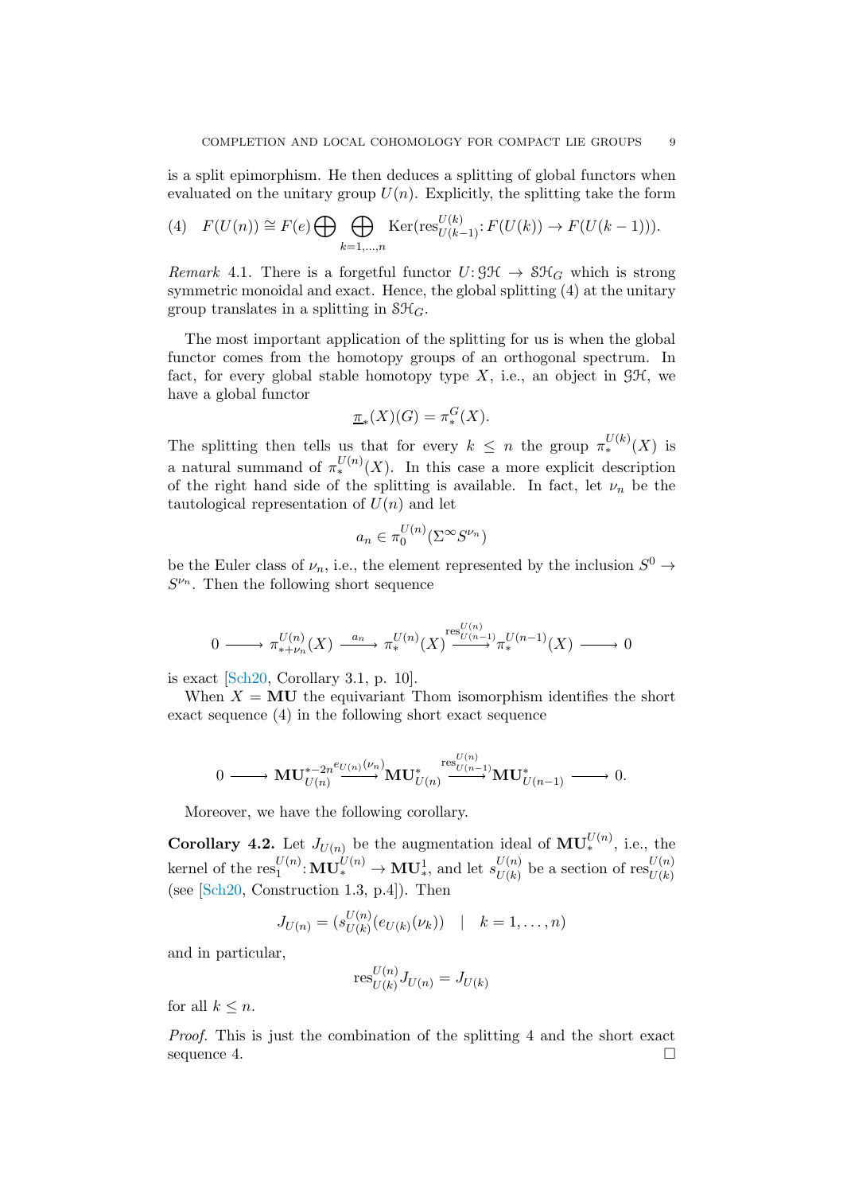is a split epimorphism. He then deduces a splitting of global functors when evaluated on the unitary group $U(n)$. Explicitly, the splitting take the form

$$F(U(n)) \cong F(e) \bigoplus \bigoplus_{k=1,\dots,n} \mathrm{Ker}(\mathrm{res}^{U(k)}_{U(k-1)} \colon F(U(k)) \to F(U(k-1))). \tag{4}$$

*Remark* 4.1. There is a forgetful functor $U \colon \mathcal{GH} \to \mathcal{SH}_G$ which is strong symmetric monoidal and exact. Hence, the global splitting (4) at the unitary group translates in a splitting in $\mathcal{SH}_G$.

The most important application of the splitting for us is when the global functor comes from the homotopy groups of an orthogonal spectrum. In fact, for every global stable homotopy type $X$, i.e., an object in $\mathcal{GH}$, we have a global functor

$$\underline{\pi}_*(X)(G) = \pi^G_*(X).$$

The splitting then tells us that for every $k \leq n$ the group $\pi^{U(k)}_*(X)$ is a natural summand of $\pi^{U(n)}_*(X)$. In this case a more explicit description of the right hand side of the splitting is available. In fact, let $\nu_n$ be the tautological representation of $U(n)$ and let

$$a_n \in \pi^{U(n)}_0(\Sigma^\infty S^{\nu_n})$$

be the Euler class of $\nu_n$, i.e., the element represented by the inclusion $S^0 \to S^{\nu_n}$. Then the following short sequence

$$0 \longrightarrow \pi^{U(n)}_{*+\nu_n}(X) \xrightarrow{a_n} \pi^{U(n)}_*(X) \xrightarrow{\mathrm{res}^{U(n)}_{U(n-1)}} \pi^{U(n-1)}_*(X) \longrightarrow 0$$

is exact [Sch20, Corollary 3.1, p. 10].

When $X = \mathbf{MU}$ the equivariant Thom isomorphism identifies the short exact sequence (4) in the following short exact sequence

$$0 \longrightarrow \mathbf{MU}^{*-2n}_{U(n)} \xrightarrow{e_{U(n)}(\nu_n)} \mathbf{MU}^*_{U(n)} \xrightarrow{\mathrm{res}^{U(n)}_{U(n-1)}} \mathbf{MU}^*_{U(n-1)} \longrightarrow 0.$$

Moreover, we have the following corollary.

**Corollary 4.2.** Let $J_{U(n)}$ be the augmentation ideal of $\mathbf{MU}^{U(n)}_*$, i.e., the kernel of the $\mathrm{res}^{U(n)}_1 \colon \mathbf{MU}^{U(n)}_* \to \mathbf{MU}^1_*$, and let $s^{U(n)}_{U(k)}$ be a section of $\mathrm{res}^{U(n)}_{U(k)}$ (see [Sch20, Construction 1.3, p.4]). Then

$$J_{U(n)} = (s^{U(n)}_{U(k)}(e_{U(k)}(\nu_k)) \quad | \quad k = 1, \dots, n)$$

and in particular,

$$\mathrm{res}^{U(n)}_{U(k)} J_{U(n)} = J_{U(k)}$$

for all $k \leq n$.

*Proof.* This is just the combination of the splitting 4 and the short exact sequence 4. □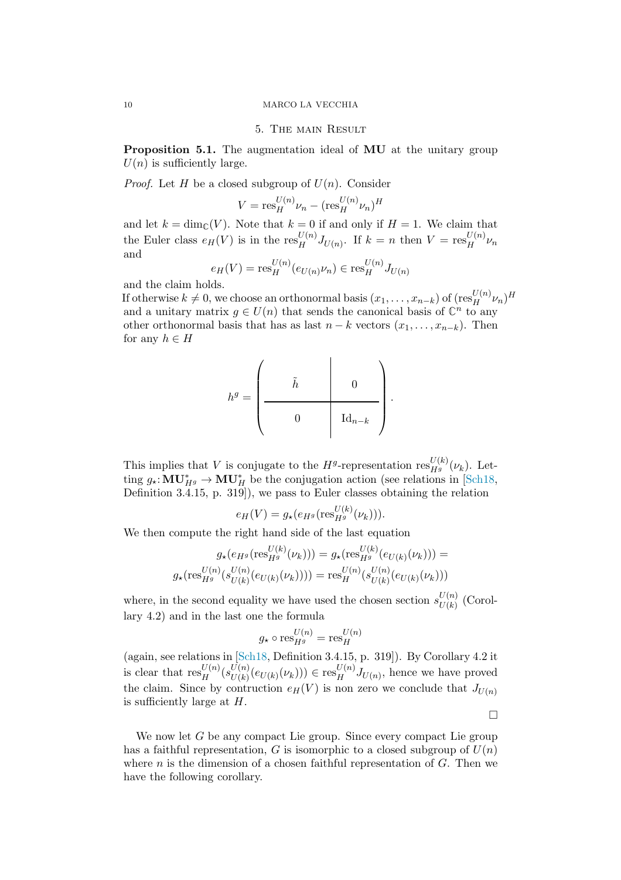## 5. The main Result

**Proposition 5.1.** The augmentation ideal of $\mathbf{MU}$ at the unitary group $U(n)$ is sufficiently large.

*Proof.* Let $H$ be a closed subgroup of $U(n)$. Consider

$$V = \operatorname{res}_H^{U(n)} \nu_n - (\operatorname{res}_H^{U(n)} \nu_n)^H$$

and let $k = \dim_{\mathbb{C}}(V)$. Note that $k = 0$ if and only if $H = 1$. We claim that the Euler class $e_H(V)$ is in the $\operatorname{res}_H^{U(n)} J_{U(n)}$. If $k = n$ then $V = \operatorname{res}_H^{U(n)} \nu_n$ and

$$e_H(V) = \operatorname{res}_H^{U(n)}(e_{U(n)} \nu_n) \in \operatorname{res}_H^{U(n)} J_{U(n)}$$

and the claim holds.

If otherwise $k \neq 0$, we choose an orthonormal basis $(x_1, \ldots, x_{n-k})$ of $(\operatorname{res}_H^{U(n)} \nu_n)^H$ and a unitary matrix $g \in U(n)$ that sends the canonical basis of $\mathbb{C}^n$ to any other orthonormal basis that has as last $n-k$ vectors $(x_1, \ldots, x_{n-k})$. Then for any $h \in H$

$$h^g = \left( \begin{array}{c|c} \tilde{h} & 0 \\ \hline 0 & \mathrm{Id}_{n-k} \end{array} \right).$$

This implies that $V$ is conjugate to the $H^g$-representation $\operatorname{res}_{H^g}^{U(k)}(\nu_k)$. Letting $g_\star \colon \mathbf{MU}_{H^g}^* \to \mathbf{MU}_H^*$ be the conjugation action (see relations in [Sch18, Definition 3.4.15, p. 319]), we pass to Euler classes obtaining the relation

$$e_H(V) = g_\star(e_{H^g}(\operatorname{res}_{H^g}^{U(k)}(\nu_k))).$$

We then compute the right hand side of the last equation

$$g_\star(e_{H^g}(\operatorname{res}_{H^g}^{U(k)}(\nu_k))) = g_\star(\operatorname{res}_{H^g}^{U(k)}(e_{U(k)}(\nu_k))) =$$
$$g_\star(\operatorname{res}_{H^g}^{U(n)}(s_{U(k)}^{U(n)}(e_{U(k)}(\nu_k)))) = \operatorname{res}_H^{U(n)}(s_{U(k)}^{U(n)}(e_{U(k)}(\nu_k)))$$

where, in the second equality we have used the chosen section $s_{U(k)}^{U(n)}$ (Corollary 4.2) and in the last one the formula

$$g_\star \circ \operatorname{res}_{H^g}^{U(n)} = \operatorname{res}_H^{U(n)}$$

(again, see relations in [Sch18, Definition 3.4.15, p. 319]). By Corollary 4.2 it is clear that $\operatorname{res}_H^{U(n)}(s_{U(k)}^{U(n)}(e_{U(k)}(\nu_k))) \in \operatorname{res}_H^{U(n)} J_{U(n)}$, hence we have proved the claim. Since by contruction $e_H(V)$ is non zero we conclude that $J_{U(n)}$ is sufficiently large at $H$.

□

We now let $G$ be any compact Lie group. Since every compact Lie group has a faithful representation, $G$ is isomorphic to a closed subgroup of $U(n)$ where $n$ is the dimension of a chosen faithful representation of $G$. Then we have the following corollary.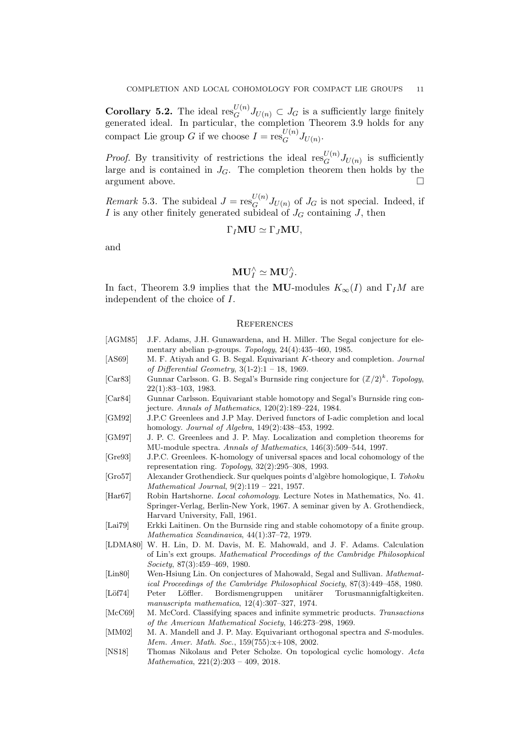**Corollary 5.2.** The ideal $\mathrm{res}_G^{U(n)} J_{U(n)} \subset J_G$ is a sufficiently large finitely generated ideal. In particular, the completion Theorem 3.9 holds for any compact Lie group $G$ if we choose $I = \mathrm{res}_G^{U(n)} J_{U(n)}$.

*Proof.* By transitivity of restrictions the ideal $\mathrm{res}_G^{U(n)} J_{U(n)}$ is sufficiently large and is contained in $J_G$. The completion theorem then holds by the argument above. □

*Remark* 5.3. The subideal $J = \mathrm{res}_G^{U(n)} J_{U(n)}$ of $J_G$ is not special. Indeed, if $I$ is any other finitely generated subideal of $J_G$ containing $J$, then

$$\Gamma_I \mathbf{MU} \simeq \Gamma_J \mathbf{MU},$$

and

$$\mathbf{MU}_I^\wedge \simeq \mathbf{MU}_J^\wedge.$$

In fact, Theorem 3.9 implies that the **MU**-modules $K_\infty(I)$ and $\Gamma_I M$ are independent of the choice of $I$.

## References

- [AGM85] J.F. Adams, J.H. Gunawardena, and H. Miller. The Segal conjecture for elementary abelian p-groups. *Topology*, 24(4):435–460, 1985.
- [AS69] M. F. Atiyah and G. B. Segal. Equivariant $K$-theory and completion. *Journal of Differential Geometry*, 3(1-2):1 – 18, 1969.
- [Car83] Gunnar Carlsson. G. B. Segal's Burnside ring conjecture for $(\mathbb{Z}/2)^k$. *Topology*, 22(1):83–103, 1983.
- [Car84] Gunnar Carlsson. Equivariant stable homotopy and Segal's Burnside ring conjecture. *Annals of Mathematics*, 120(2):189–224, 1984.
- [GM92] J.P.C Greenlees and J.P May. Derived functors of I-adic completion and local homology. *Journal of Algebra*, 149(2):438–453, 1992.
- [GM97] J. P. C. Greenlees and J. P. May. Localization and completion theorems for MU-module spectra. *Annals of Mathematics*, 146(3):509–544, 1997.
- [Gre93] J.P.C. Greenlees. K-homology of universal spaces and local cohomology of the representation ring. *Topology*, 32(2):295–308, 1993.
- [Gro57] Alexander Grothendieck. Sur quelques points d'algèbre homologique, I. *Tohoku Mathematical Journal*, 9(2):119 – 221, 1957.
- [Har67] Robin Hartshorne. *Local cohomology*. Lecture Notes in Mathematics, No. 41. Springer-Verlag, Berlin-New York, 1967. A seminar given by A. Grothendieck, Harvard University, Fall, 1961.
- [Lai79] Erkki Laitinen. On the Burnside ring and stable cohomotopy of a finite group. *Mathematica Scandinavica*, 44(1):37–72, 1979.
- [LDMA80] W. H. Lin, D. M. Davis, M. E. Mahowald, and J. F. Adams. Calculation of Lin's ext groups. *Mathematical Proceedings of the Cambridge Philosophical Society*, 87(3):459–469, 1980.
- [Lin80] Wen-Hsiung Lin. On conjectures of Mahowald, Segal and Sullivan. *Mathematical Proceedings of the Cambridge Philosophical Society*, 87(3):449–458, 1980.
- [Löf74] Peter Löffler. Bordismengruppen unitärer Torusmannigfaltigkeiten. *manuscripta mathematica*, 12(4):307–327, 1974.
- [McC69] M. McCord. Classifying spaces and infinite symmetric products. *Transactions of the American Mathematical Society*, 146:273–298, 1969.
- [MM02] M. A. Mandell and J. P. May. Equivariant orthogonal spectra and $S$-modules. *Mem. Amer. Math. Soc.*, 159(755):x+108, 2002.
- [NS18] Thomas Nikolaus and Peter Scholze. On topological cyclic homology. *Acta Mathematica*, 221(2):203 – 409, 2018.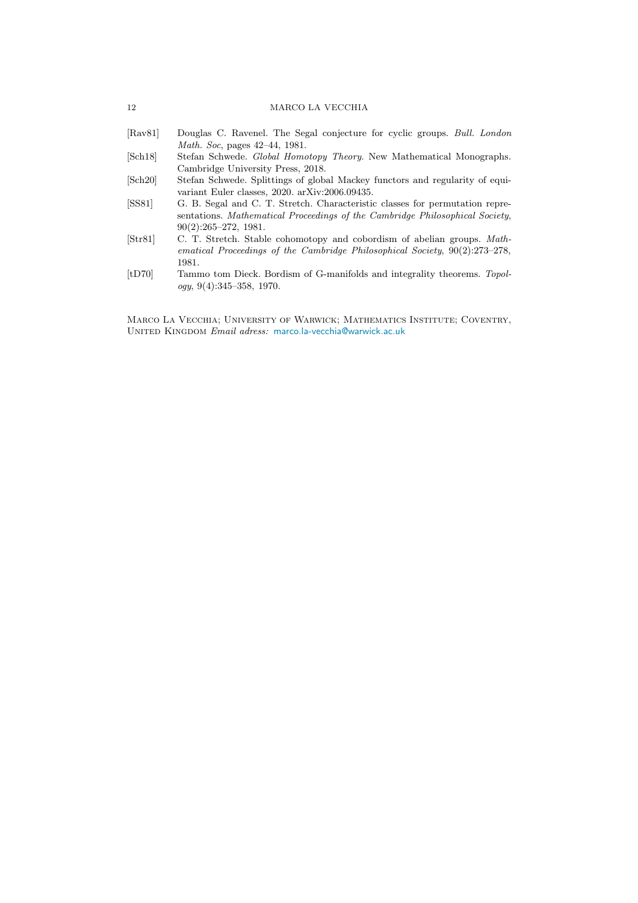[Rav81] Douglas C. Ravenel. The Segal conjecture for cyclic groups. *Bull. London Math. Soc*, pages 42–44, 1981.

[Sch18] Stefan Schwede. *Global Homotopy Theory*. New Mathematical Monographs. Cambridge University Press, 2018.

[Sch20] Stefan Schwede. Splittings of global Mackey functors and regularity of equivariant Euler classes, 2020. arXiv:2006.09435.

[SS81] G. B. Segal and C. T. Stretch. Characteristic classes for permutation representations. *Mathematical Proceedings of the Cambridge Philosophical Society*, 90(2):265–272, 1981.

[Str81] C. T. Stretch. Stable cohomotopy and cobordism of abelian groups. *Mathematical Proceedings of the Cambridge Philosophical Society*, 90(2):273–278, 1981.

[tD70] Tammo tom Dieck. Bordism of G-manifolds and integrality theorems. *Topology*, 9(4):345–358, 1970.

Marco La Vecchia; University of Warwick; Mathematics Institute; Coventry, United Kingdom *Email adress:* marco.la-vecchia@warwick.ac.uk